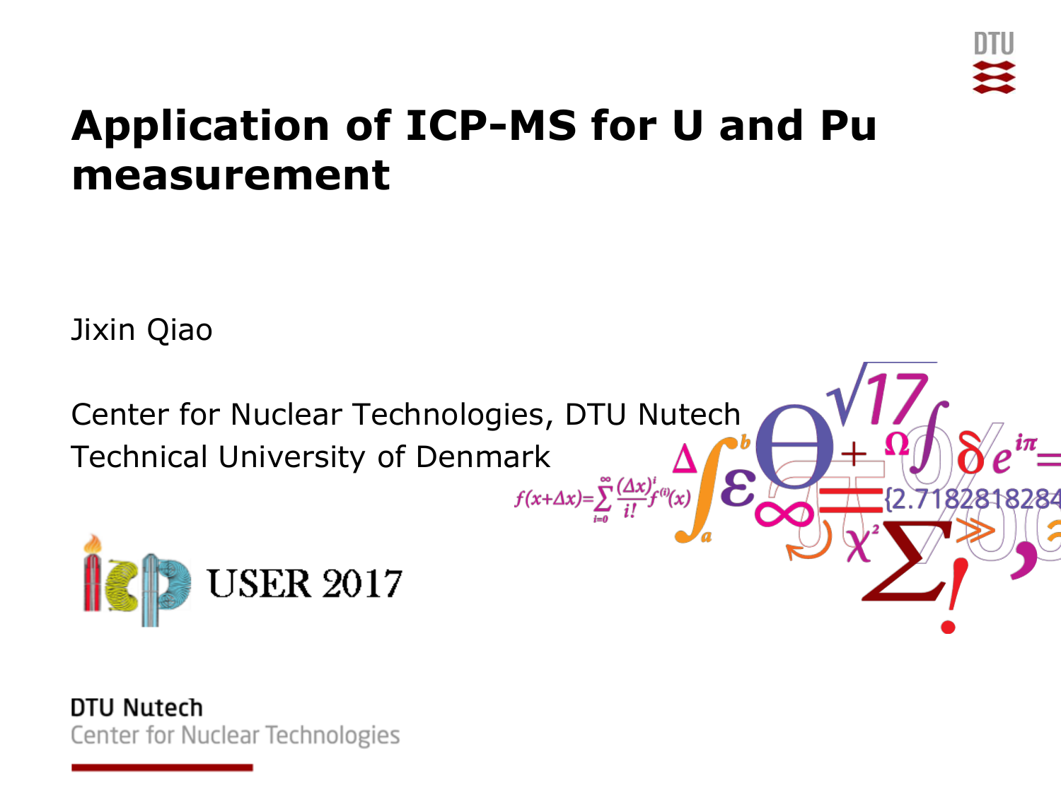# Application of ICP-MS for U and Pu measurement

Jixin Qiao

Center for Nuclear Technologies, DTU Nutech
Technical University of Denmark

USER 2017

DTU Nutech
Center for Nuclear Technologies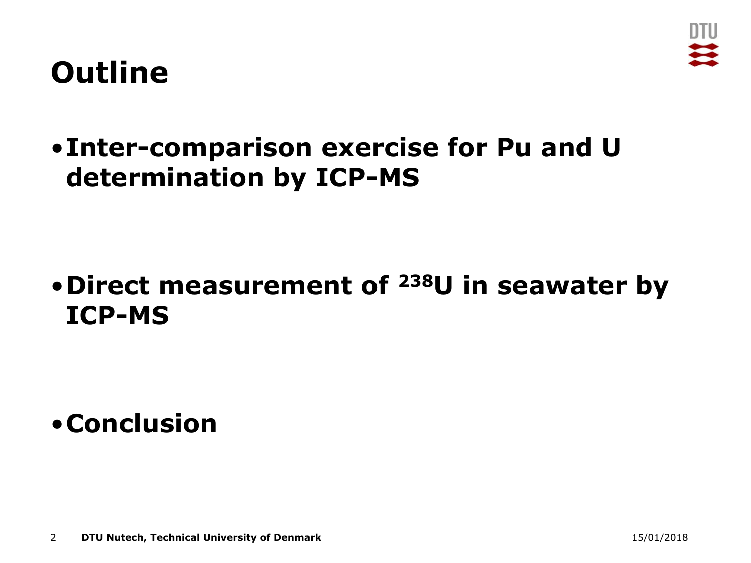# Outline

- **Inter-comparison exercise for Pu and U determination by ICP-MS**

- **Direct measurement of $^{238}U$ in seawater by ICP-MS**

- **Conclusion**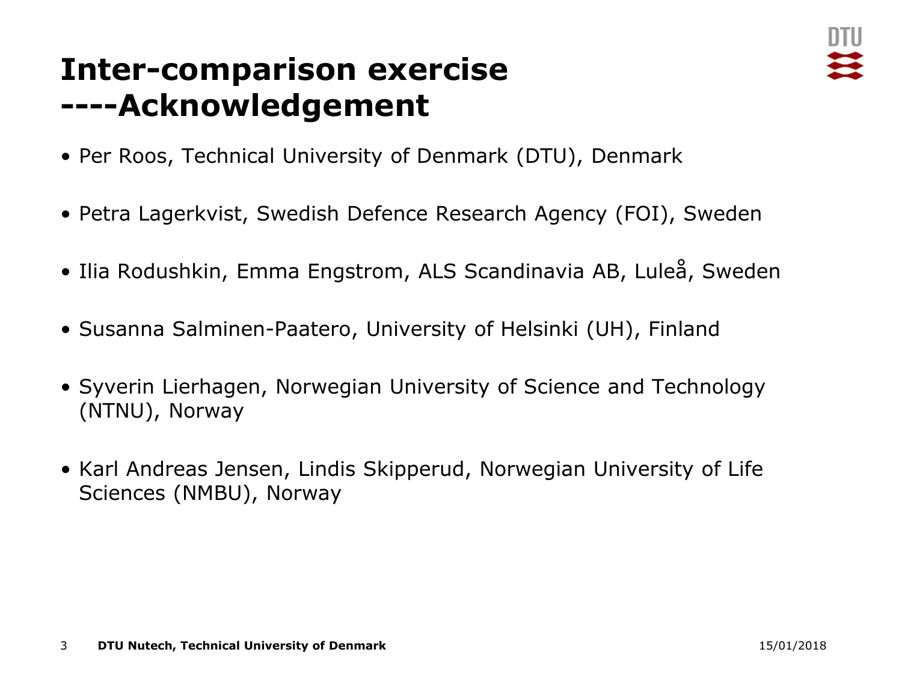# Inter-comparison exercise ----Acknowledgement

- Per Roos, Technical University of Denmark (DTU), Denmark
- Petra Lagerkvist, Swedish Defence Research Agency (FOI), Sweden
- Ilia Rodushkin, Emma Engstrom, ALS Scandinavia AB, Luleå, Sweden
- Susanna Salminen-Paatero, University of Helsinki (UH), Finland
- Syverin Lierhagen, Norwegian University of Science and Technology (NTNU), Norway
- Karl Andreas Jensen, Lindis Skipperud, Norwegian University of Life Sciences (NMBU), Norway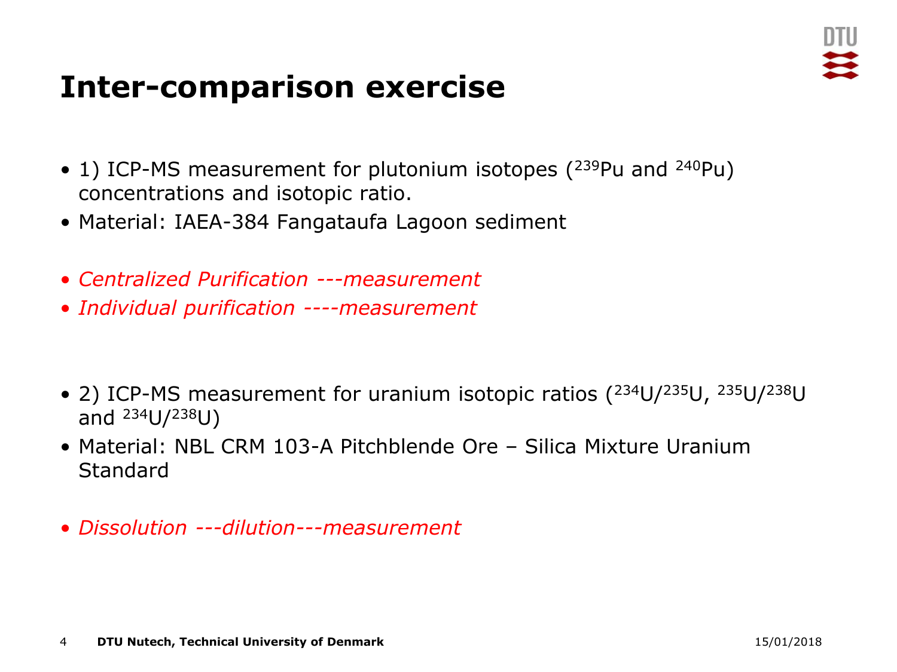# Inter-comparison exercise

- 1) ICP-MS measurement for plutonium isotopes ($^{239}Pu$ and $^{240}Pu$) concentrations and isotopic ratio.
- Material: IAEA-384 Fangataufa Lagoon sediment
- *Centralized Purification ---measurement*
- *Individual purification ----measurement*

- 2) ICP-MS measurement for uranium isotopic ratios ($^{234}U/^{235}U$, $^{235}U/^{238}U$ and $^{234}U/^{238}U$)
- Material: NBL CRM 103-A Pitchblende Ore – Silica Mixture Uranium Standard
- *Dissolution ---dilution---measurement*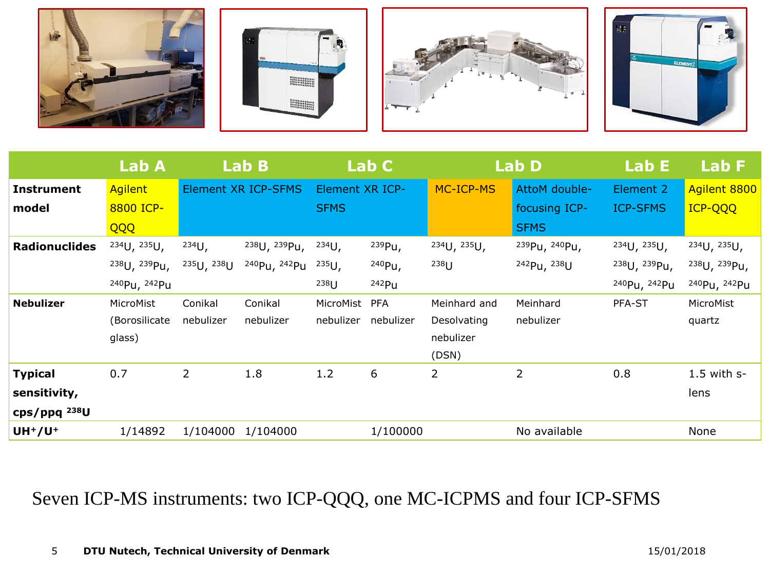| | Lab A | Lab B | | Lab C | | Lab D | | Lab E | Lab F |
|---|---|---|---|---|---|---|---|---|---|
| **Instrument model** | Agilent 8800 ICP-QQQ | Element XR ICP-SFMS | | Element XR ICP-SFMS | | MC-ICP-MS | AttoM double-focusing ICP-SFMS | Element 2 ICP-SFMS | Agilent 8800 ICP-QQQ |
| **Radionuclides** | $^{234}$U, $^{235}$U, $^{238}$U, $^{239}$Pu, $^{240}$Pu, $^{242}$Pu | $^{234}$U, $^{235}$U, $^{238}$U | $^{238}$U, $^{239}$Pu, $^{240}$Pu, $^{242}$Pu | $^{234}$U, $^{235}$U, $^{238}$U | $^{239}$Pu, $^{240}$Pu, $^{242}$Pu | $^{234}$U, $^{235}$U, $^{238}$U | $^{239}$Pu, $^{240}$Pu, $^{242}$Pu, $^{238}$U | $^{234}$U, $^{235}$U, $^{238}$U, $^{239}$Pu, $^{240}$Pu, $^{242}$Pu | $^{234}$U, $^{235}$U, $^{238}$U, $^{239}$Pu, $^{240}$Pu, $^{242}$Pu |
| **Nebulizer** | MicroMist (Borosilicate glass) | Conikal nebulizer | Conikal nebulizer | MicroMist nebulizer | PFA nebulizer | Meinhard and Desolvating nebulizer (DSN) | Meinhard nebulizer | PFA-ST | MicroMist quartz |
| **Typical sensitivity, cps/ppq $^{238}$U** | 0.7 | 2 | 1.8 | 1.2 | 6 | 2 | 2 | 0.8 | 1.5 with s-lens |
| **$UH^+/U^+$** | 1/14892 | 1/104000 | 1/104000 | | 1/100000 | | No available | | None |

Seven ICP-MS instruments: two ICP-QQQ, one MC-ICPMS and four ICP-SFMS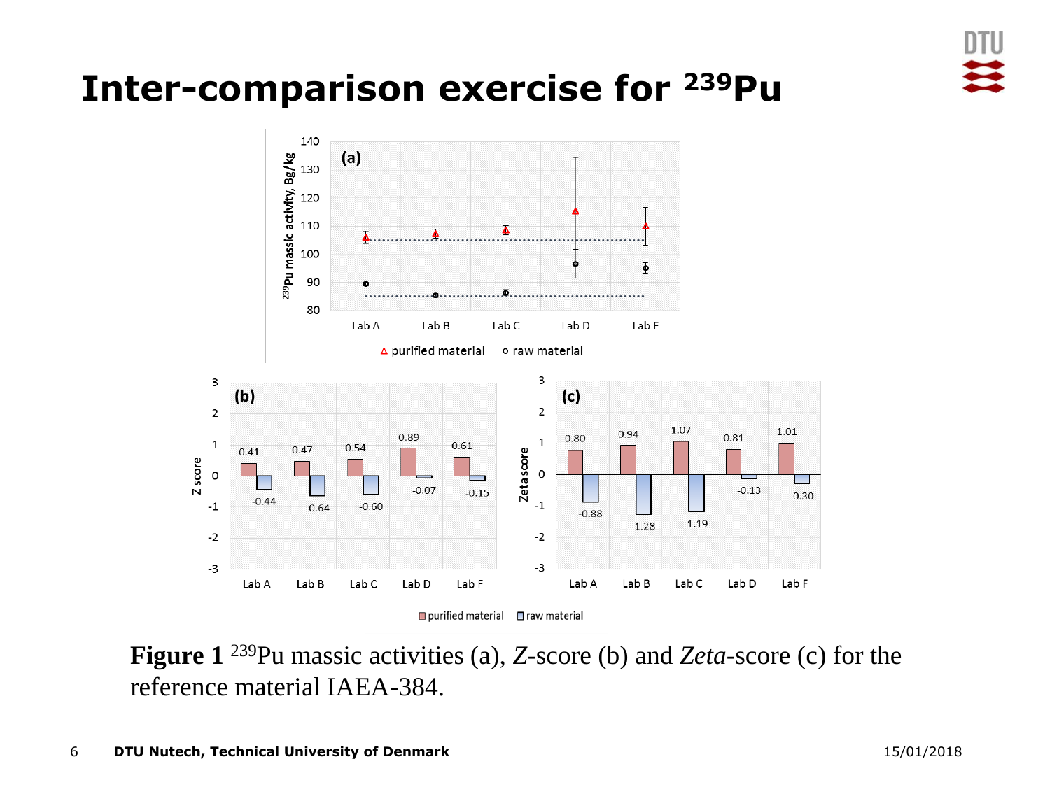# Inter-comparison exercise for $^{239}$Pu

**Figure 1** $^{239}$Pu massic activities (a), *Z*-score (b) and *Zeta*-score (c) for the reference material IAEA-384.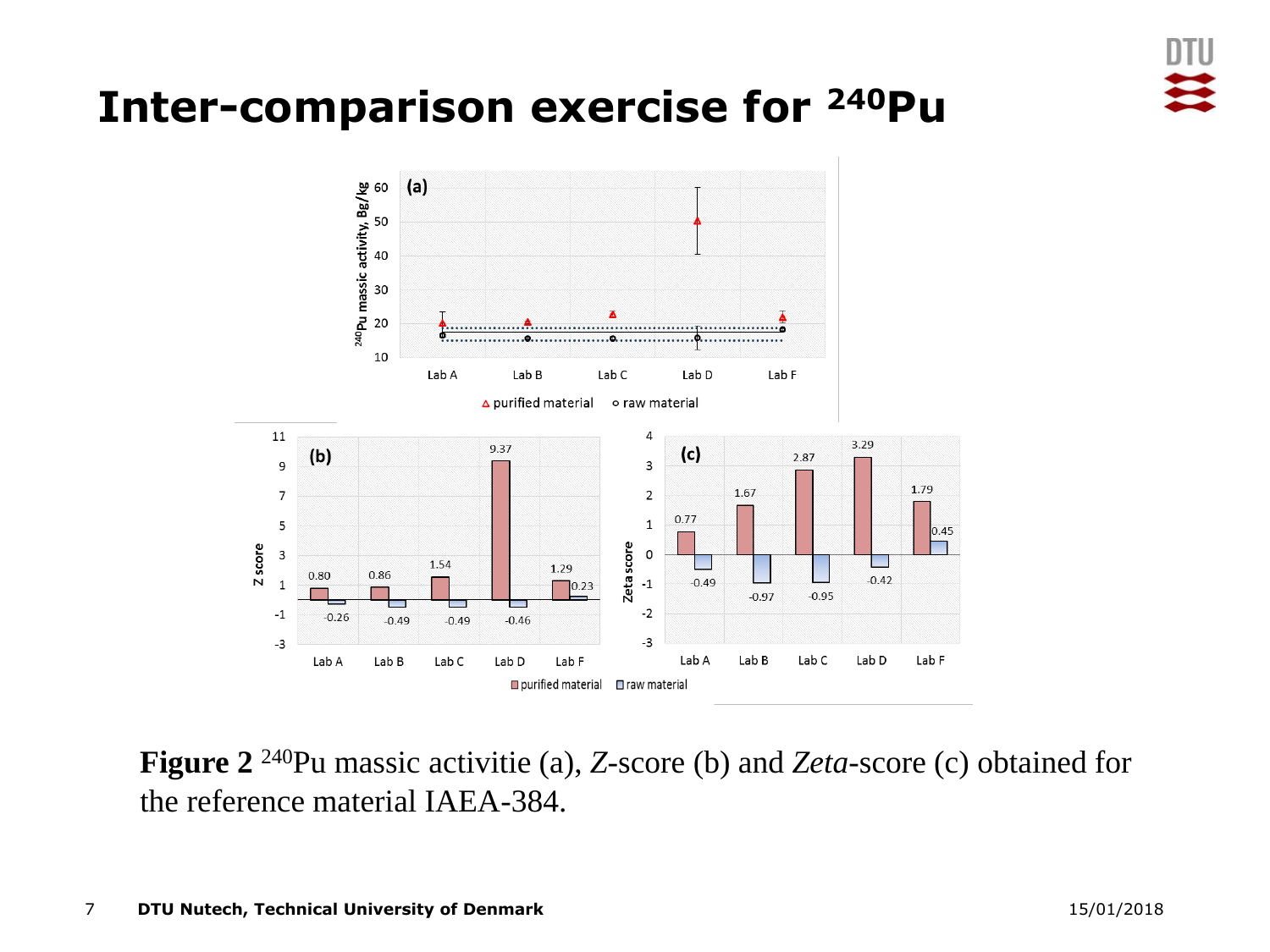# Inter-comparison exercise for $^{240}$Pu

**Figure 2** $^{240}$Pu massic activitie (a), *Z*-score (b) and *Zeta*-score (c) obtained for the reference material IAEA-384.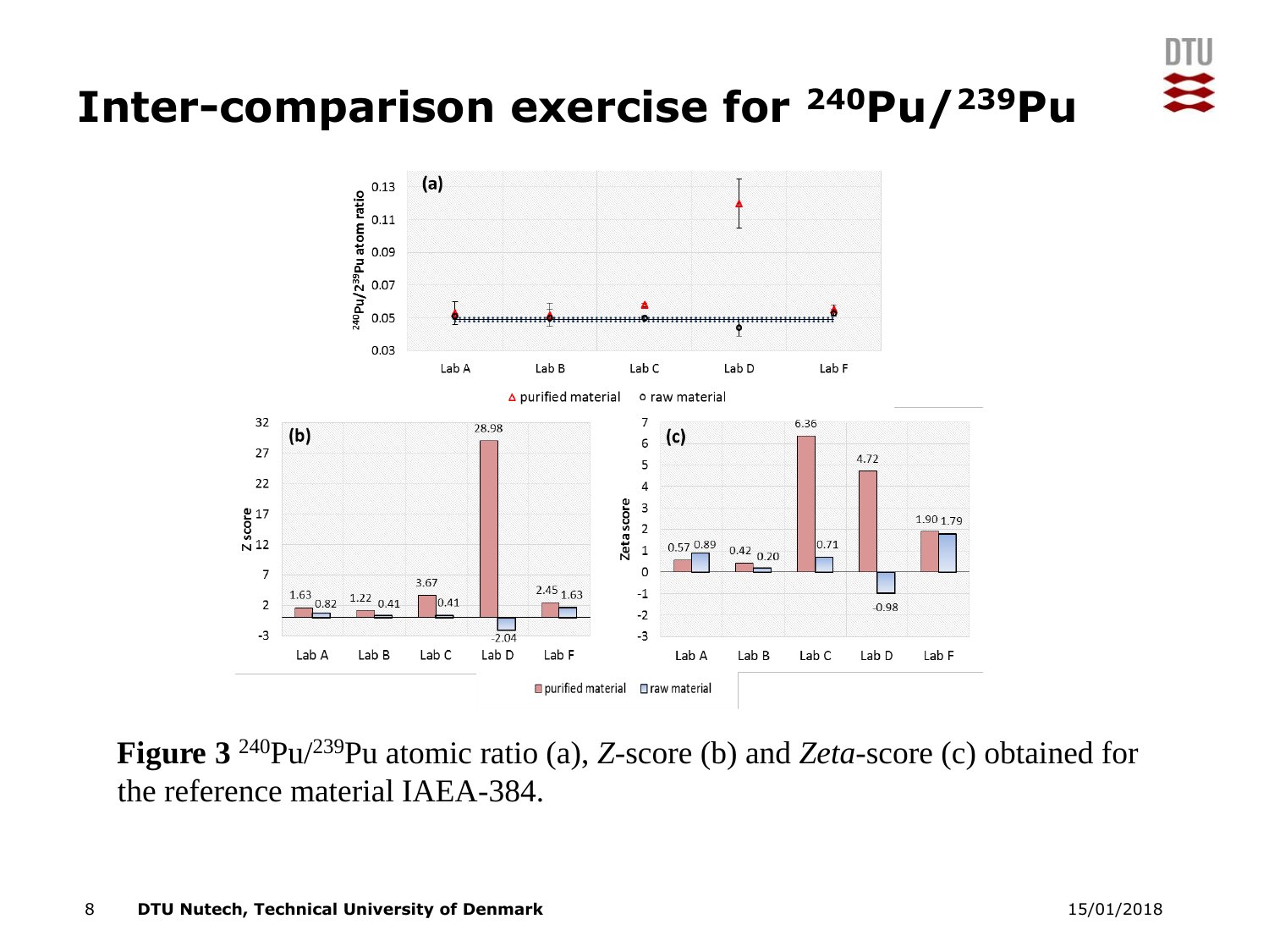# Inter-comparison exercise for $^{240}Pu/^{239}Pu$

(a)

$^{240}Pu/^{239}Pu$ atom ratio

0.13
0.11
0.09
0.07
0.05
0.03

Lab A Lab B Lab C Lab D Lab F

△ purified material ○ raw material

(b)

Z score

32
27
22
17
12
7
2
-3

1.63 0.82
1.22 0.41
3.67 0.41
28.98 -2.04
2.45 1.63

Lab A Lab B Lab C Lab D Lab F

(c)

Zeta score

7
6
5
4
3
2
1
0
-1
-2
-3

0.57 0.89
0.42 0.20
6.36 0.71
4.72 -0.98
1.90 1.79

Lab A Lab B Lab C Lab D Lab F

purified material raw material

**Figure 3** $^{240}Pu/^{239}Pu$ atomic ratio (a), *Z*-score (b) and *Zeta*-score (c) obtained for the reference material IAEA-384.

DTU Nutech, Technical University of Denmark

15/01/2018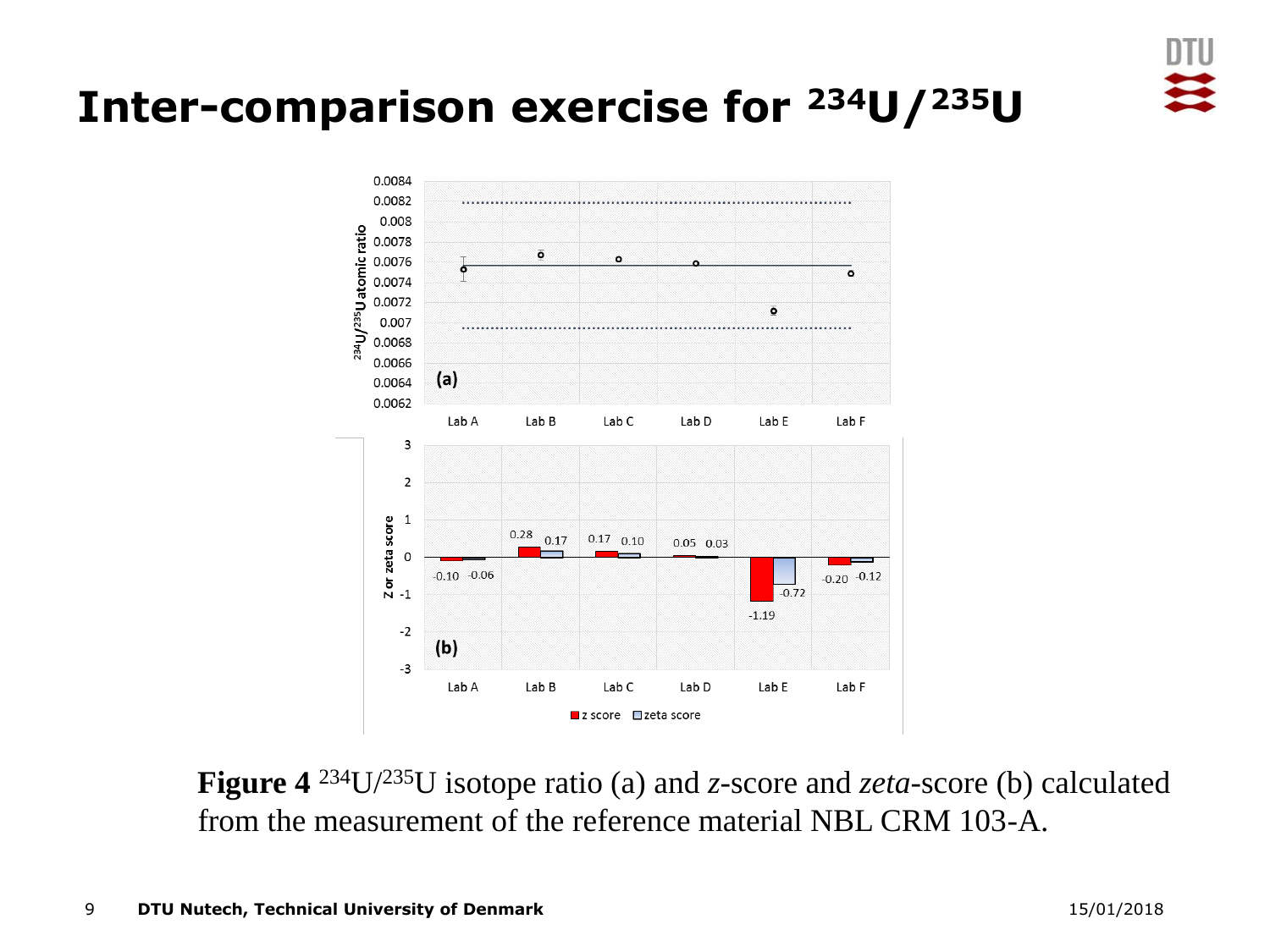# Inter-comparison exercise for $^{234}U/^{235}U$

0.0084
0.0082
0.008
0.0078
0.0076
0.0074
0.0072
0.007
0.0068
0.0066
0.0064
0.0062

$^{234}U/^{235}U$ atomic ratio

(a)

Lab A Lab B Lab C Lab D Lab E Lab F

3
2
1
0
-1
-2
-3

Z or zeta score

(b)

0.28 0.17 0.17 0.10 0.05 0.03
-0.10 -0.06 -1.19 -0.72 -0.20 -0.12

Lab A Lab B Lab C Lab D Lab E Lab F

z score zeta score

**Figure 4** $^{234}U/^{235}U$ isotope ratio (a) and *z*-score and *zeta*-score (b) calculated from the measurement of the reference material NBL CRM 103-A.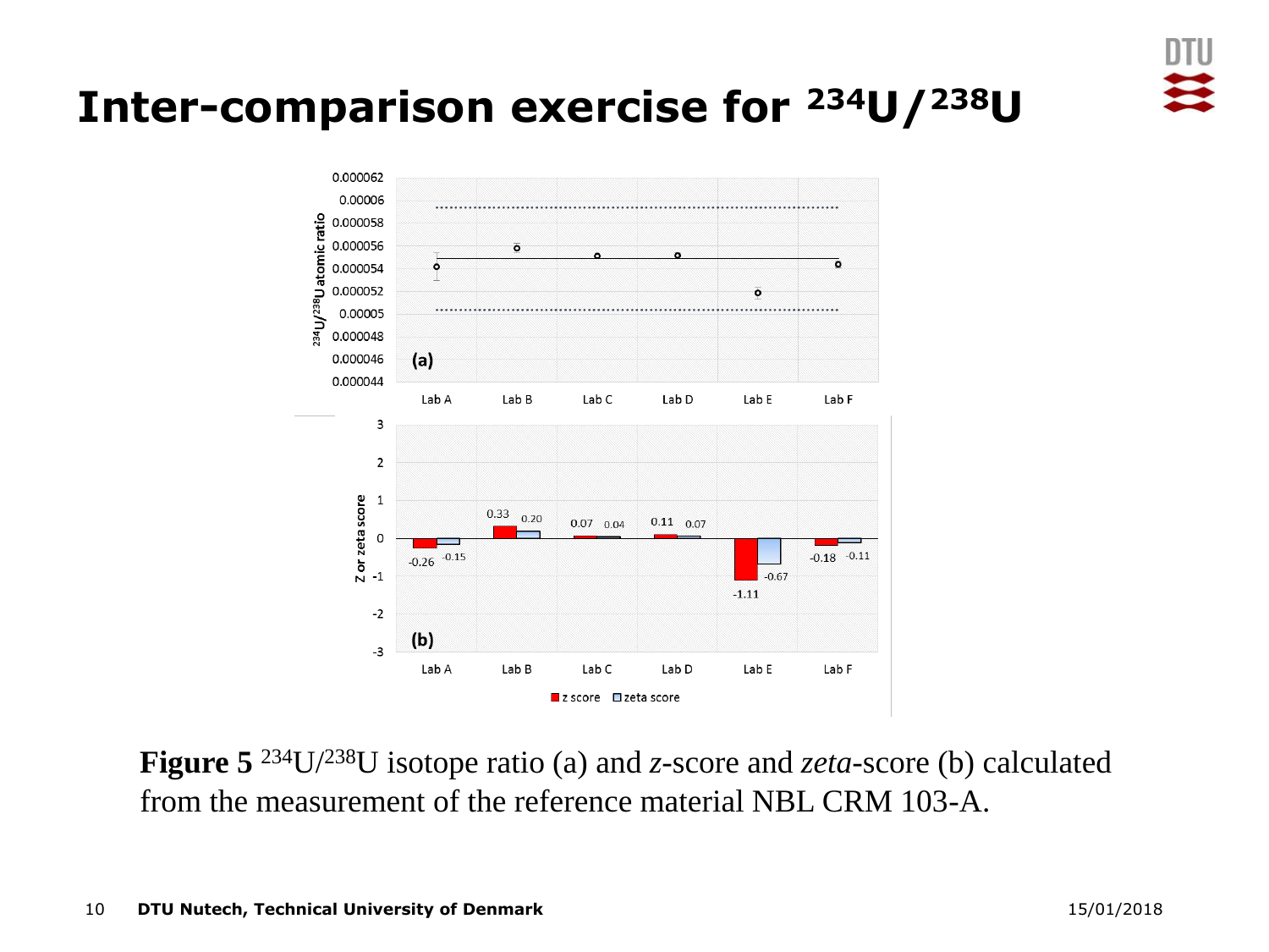# Inter-comparison exercise for $^{234}U/^{238}U$

0.000062
0.00006
0.000058
0.000056
0.000054
0.000052
0.00005
0.000048
0.000046
0.000044

$^{234}U/^{238}U$ atomic ratio

(a)

Lab A Lab B Lab C Lab D Lab E Lab F

3
2
1
0
-1
-2
-3

Z or zeta score

(b)

0.33 0.20 0.07 0.04 0.11 0.07
-0.26 -0.15 -1.11 -0.67 -0.18 -0.11

Lab A Lab B Lab C Lab D Lab E Lab F

z score zeta score

**Figure 5** $^{234}U/^{238}U$ isotope ratio (a) and *z*-score and *zeta*-score (b) calculated from the measurement of the reference material NBL CRM 103-A.

**DTU Nutech, Technical University of Denmark** 15/01/2018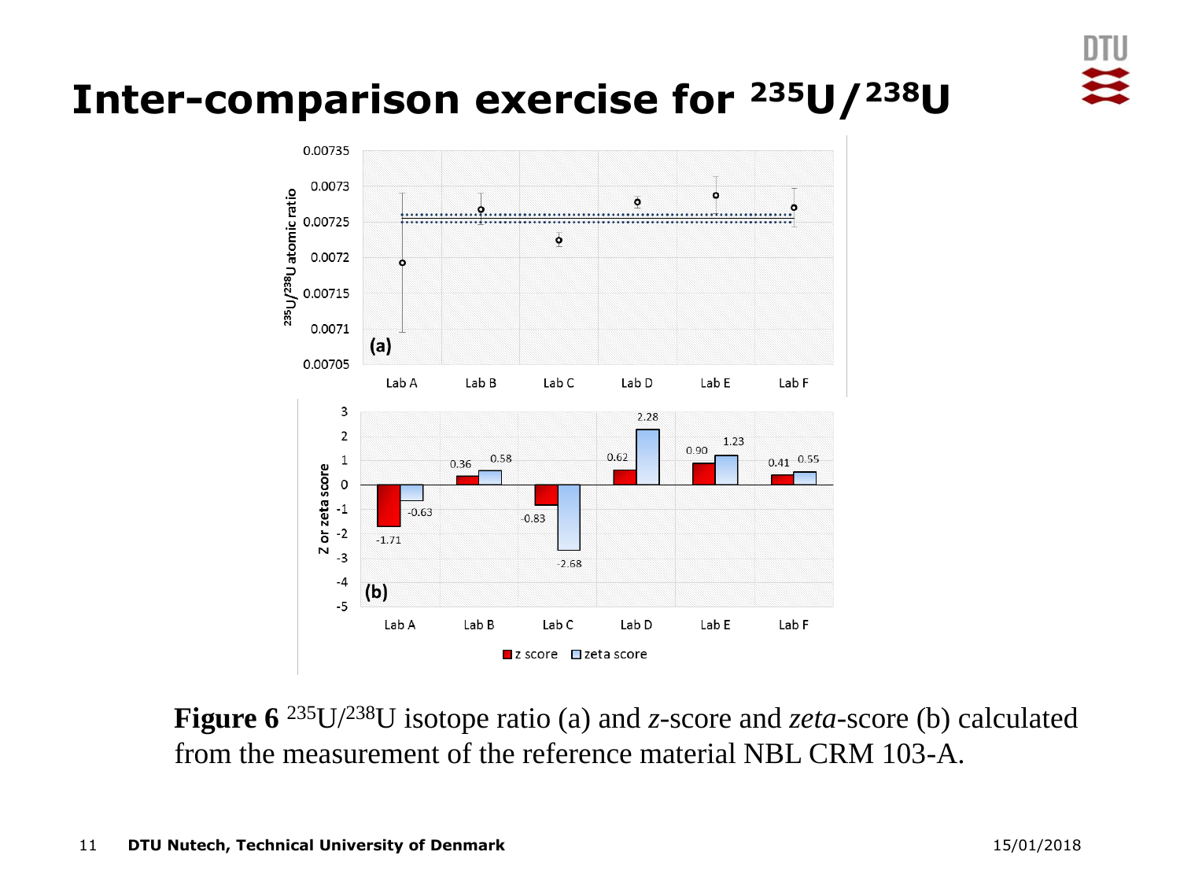# Inter-comparison exercise for $^{235}U/^{238}U$

0.00735
0.0073
0.00725
0.0072
0.00715
0.0071
0.00705

$^{235}U/^{238}U$ atomic ratio

(a)

Lab A Lab B Lab C Lab D Lab E Lab F

3
2
1
0
-1
-2
-3
-4
-5

Z or zeta score

(b)

-1.71 -0.63 0.36 0.58 -0.83 -2.68 0.62 2.28 0.90 1.23 0.41 0.55

Lab A Lab B Lab C Lab D Lab E Lab F

z score zeta score

**Figure 6** $^{235}U/^{238}U$ isotope ratio (a) and *z*-score and *zeta*-score (b) calculated from the measurement of the reference material NBL CRM 103-A.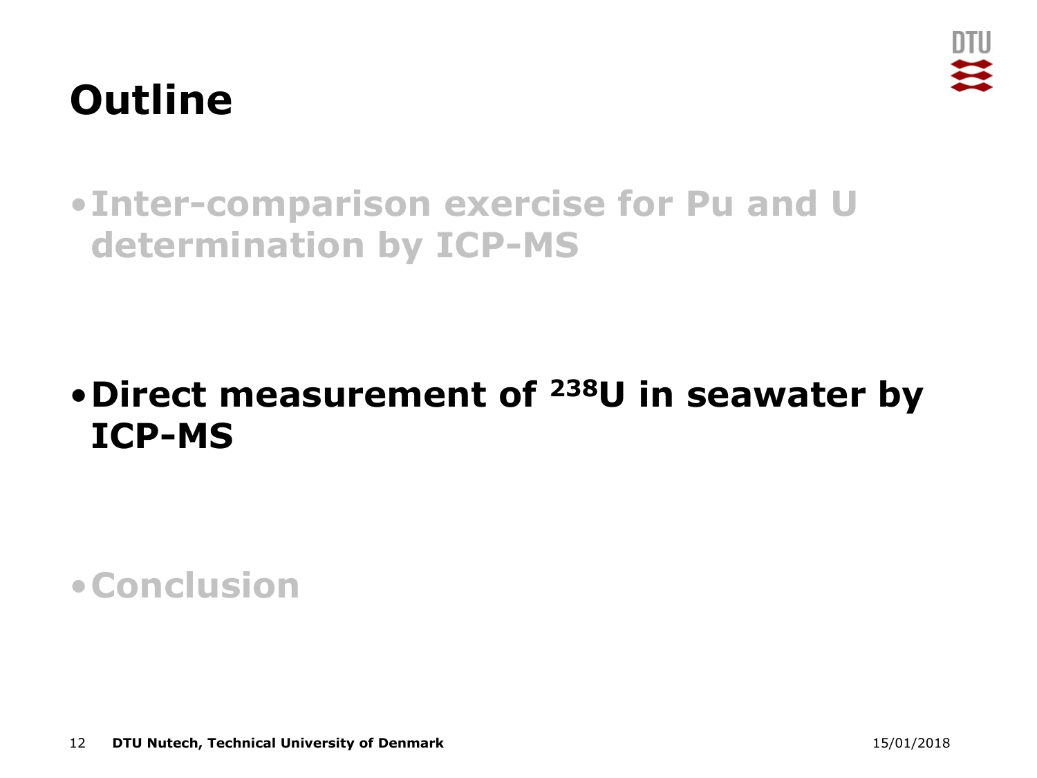# Outline

- Inter-comparison exercise for Pu and U determination by ICP-MS
- **Direct measurement of $^{238}U$ in seawater by ICP-MS**
- Conclusion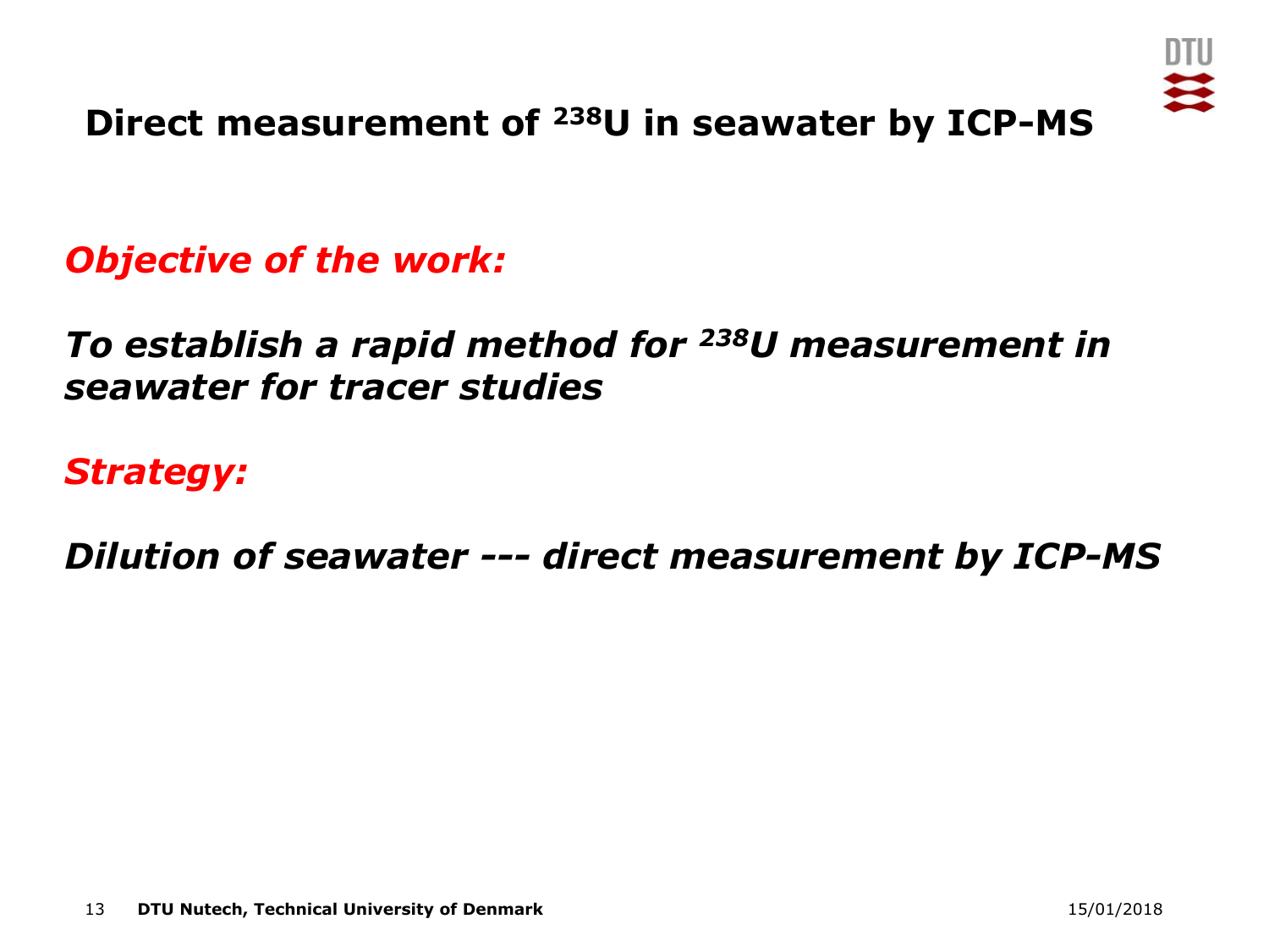# Direct measurement of $^{238}U$ in seawater by ICP-MS

***Objective of the work:***

***To establish a rapid method for $^{238}U$ measurement in seawater for tracer studies***

***Strategy:***

***Dilution of seawater --- direct measurement by ICP-MS***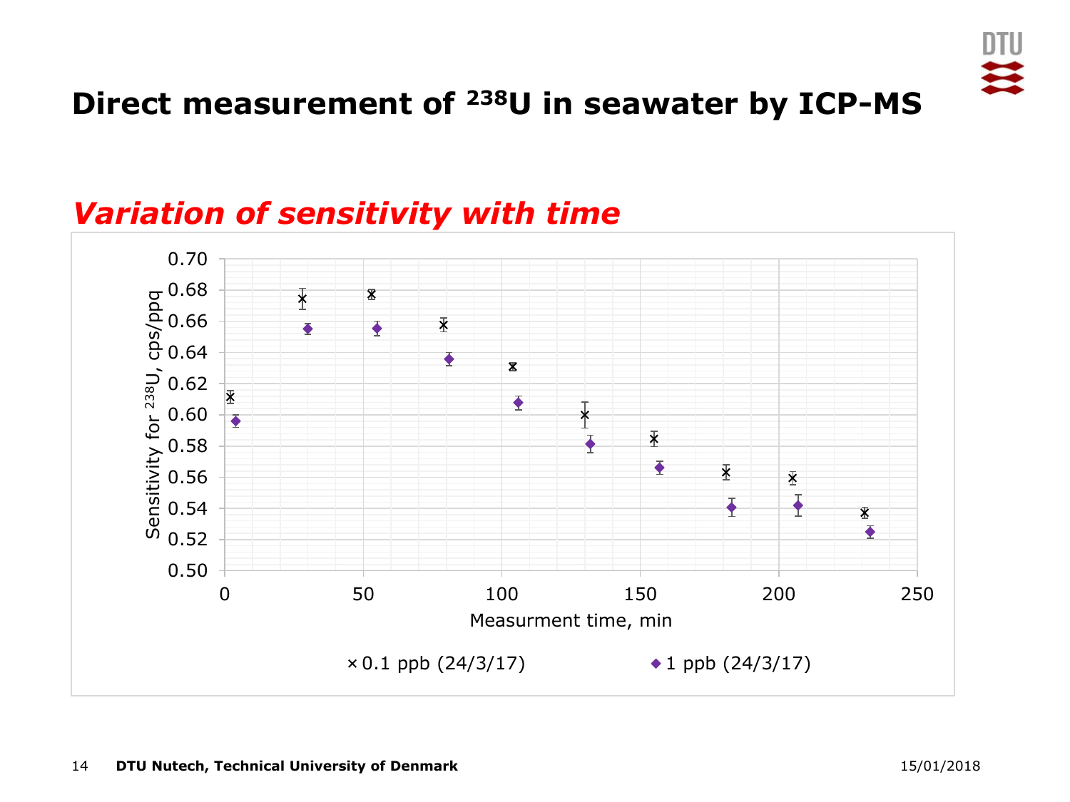# Direct measurement of $^{238}U$ in seawater by ICP-MS

## *Variation of sensitivity with time*

Sensitivity for $^{238}U$, cps/ppq

0.70
0.68
0.66
0.64
0.62
0.60
0.58
0.56
0.54
0.52
0.50

0
50
100
150
200
250

Measurment time, min

× 0.1 ppb (24/3/17)
◆ 1 ppb (24/3/17)

DTU Nutech, Technical University of Denmark

15/01/2018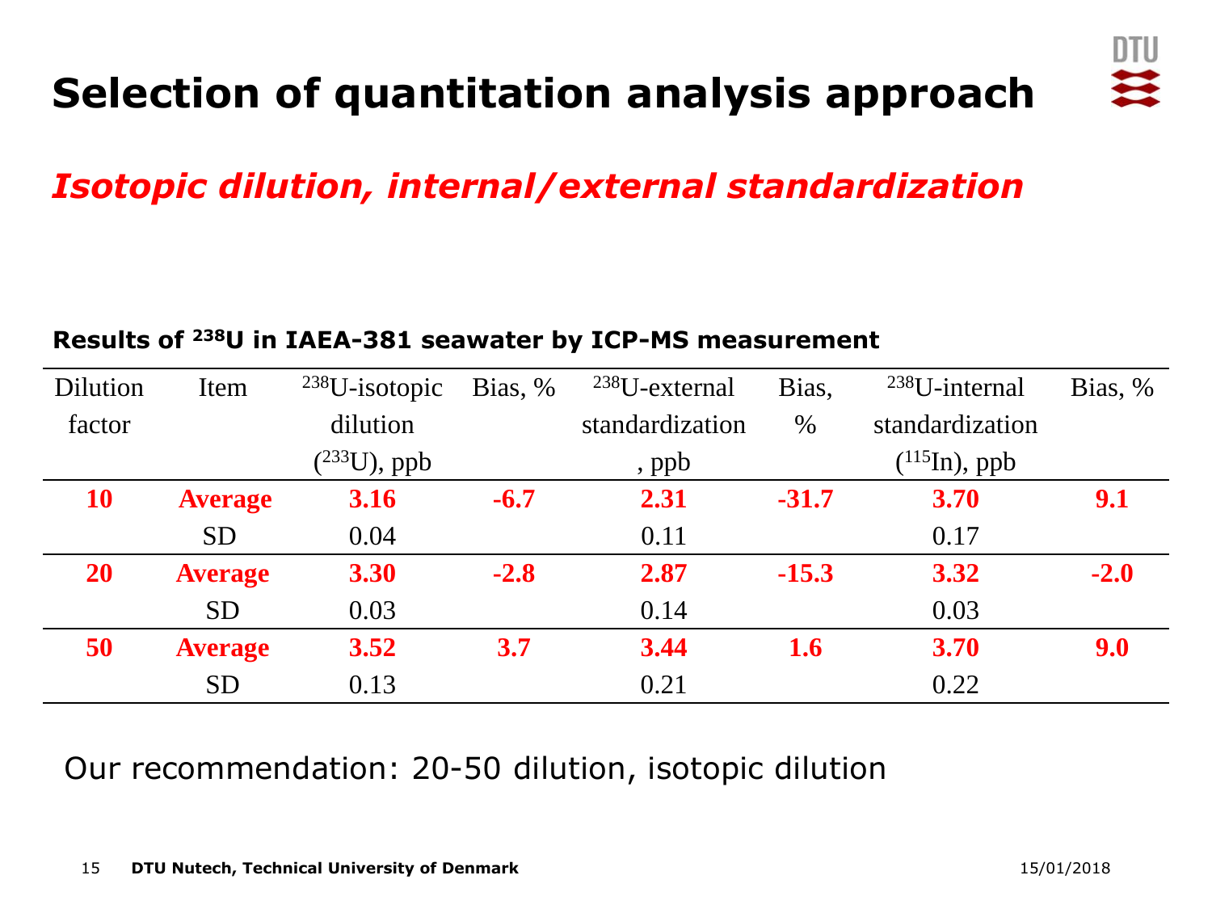# Selection of quantitation analysis approach

## *Isotopic dilution, internal/external standardization*

**Results of $^{238}U$ in IAEA-381 seawater by ICP-MS measurement**

| Dilution factor | Item | $^{238}U$-isotopic dilution ($^{233}U$), ppb | Bias, % | $^{238}U$-external standardization, ppb | Bias, % | $^{238}U$-internal standardization ($^{115}In$), ppb | Bias, % |
|---|---|---|---|---|---|---|---|
| **10** | **Average** | **3.16** | **-6.7** | **2.31** | **-31.7** | **3.70** | **9.1** |
| | SD | 0.04 | | 0.11 | | 0.17 | |
| **20** | **Average** | **3.30** | **-2.8** | **2.87** | **-15.3** | **3.32** | **-2.0** |
| | SD | 0.03 | | 0.14 | | 0.03 | |
| **50** | **Average** | **3.52** | **3.7** | **3.44** | **1.6** | **3.70** | **9.0** |
| | SD | 0.13 | | 0.21 | | 0.22 | |

Our recommendation: 20-50 dilution, isotopic dilution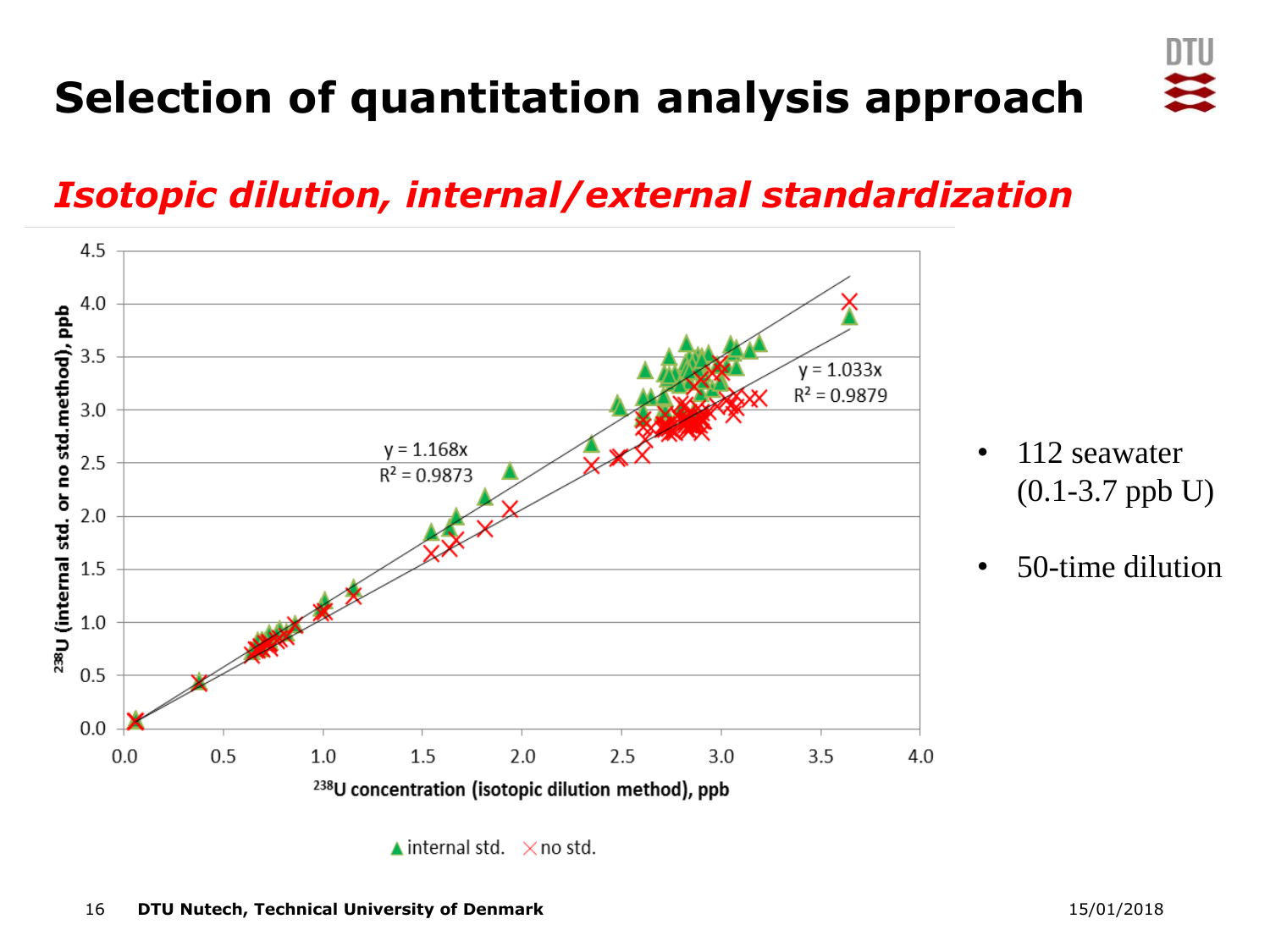# Selection of quantitation analysis approach

## *Isotopic dilution, internal/external standardization*

$^{238}$U (internal std. or no std.method), ppb

$^{238}$U concentration (isotopic dilution method), ppb

y = 1.168x
$R^2$ = 0.9873

y = 1.033x
$R^2$ = 0.9879

internal std. no std.

- 112 seawater (0.1-3.7 ppb U)
- 50-time dilution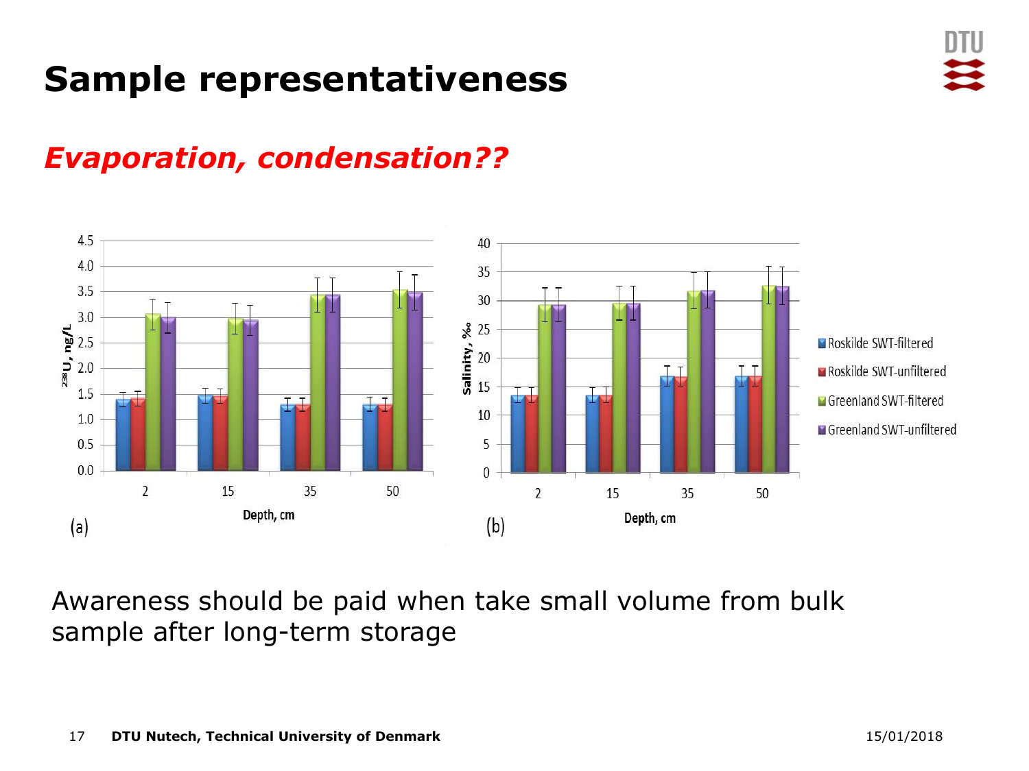# Sample representativeness

***Evaporation, condensation??***

$^{238}U$, ng/L

4.5
4.0
3.5
3.0
2.5
2.0
1.5
1.0
0.5
0.0

2
15
35
50

Depth, cm

(a)

Salinity, ‰

40
35
30
25
20
15
10
5
0

2
15
35
50

Depth, cm

(b)

Roskilde SWT-filtered
Roskilde SWT-unfiltered
Greenland SWT-filtered
Greenland SWT-unfiltered

Awareness should be paid when take small volume from bulk sample after long-term storage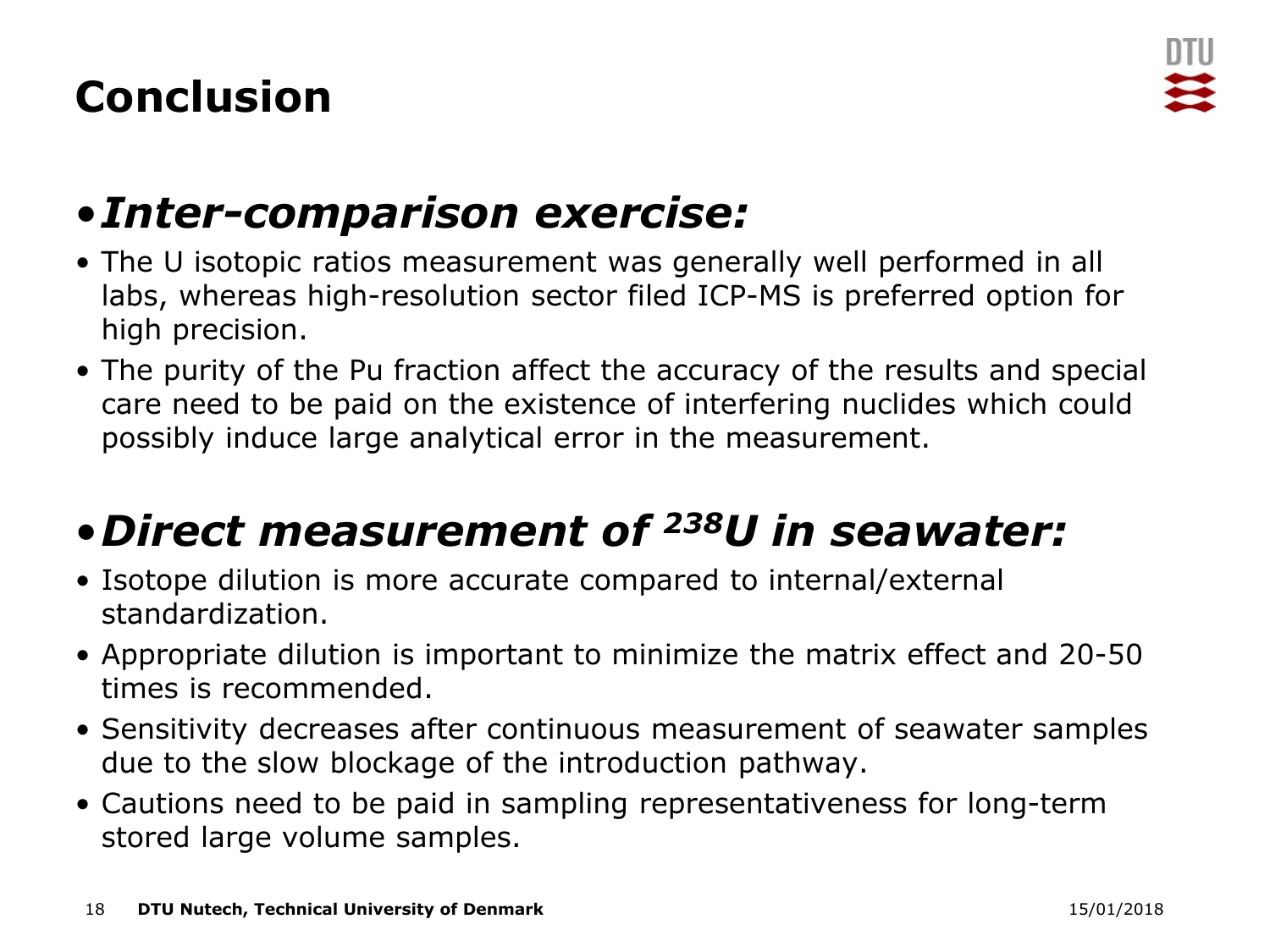# Conclusion

## • *Inter-comparison exercise:*

- The U isotopic ratios measurement was generally well performed in all labs, whereas high-resolution sector filed ICP-MS is preferred option for high precision.
- The purity of the Pu fraction affect the accuracy of the results and special care need to be paid on the existence of interfering nuclides which could possibly induce large analytical error in the measurement.

## • *Direct measurement of $^{238}U$ in seawater:*

- Isotope dilution is more accurate compared to internal/external standardization.
- Appropriate dilution is important to minimize the matrix effect and 20-50 times is recommended.
- Sensitivity decreases after continuous measurement of seawater samples due to the slow blockage of the introduction pathway.
- Cautions need to be paid in sampling representativeness for long-term stored large volume samples.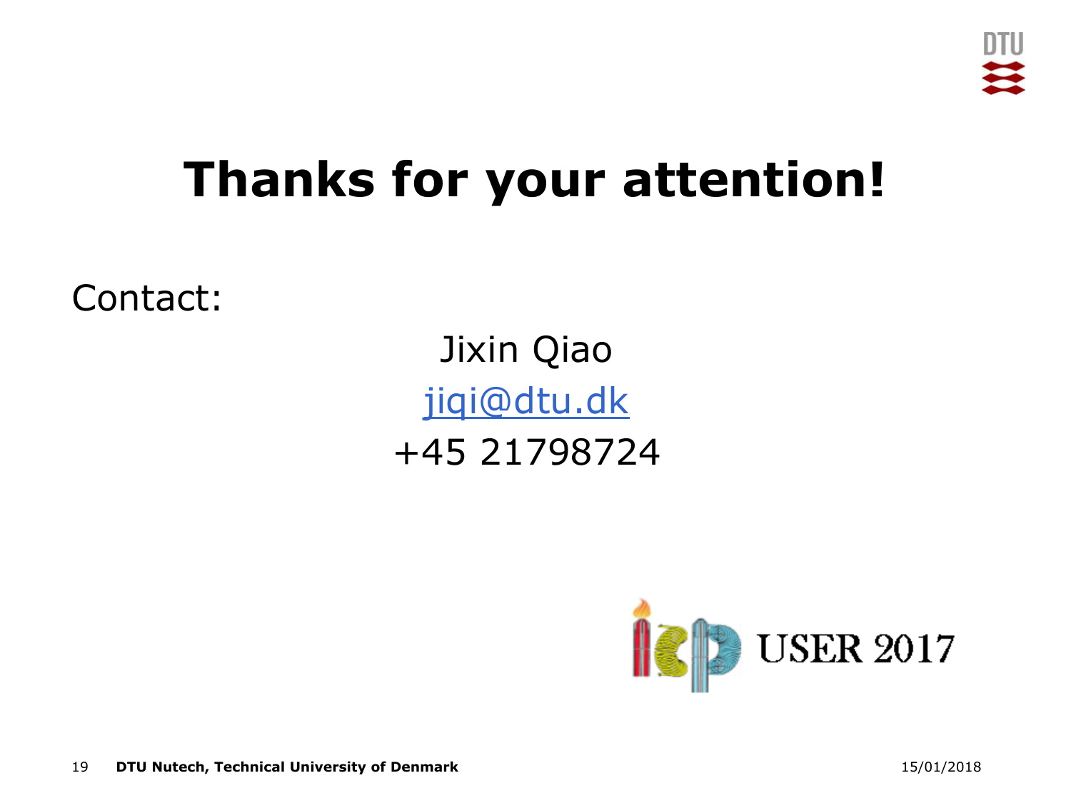# Thanks for your attention!

Contact:

Jixin Qiao

jiqi@dtu.dk

+45 21798724

USER 2017